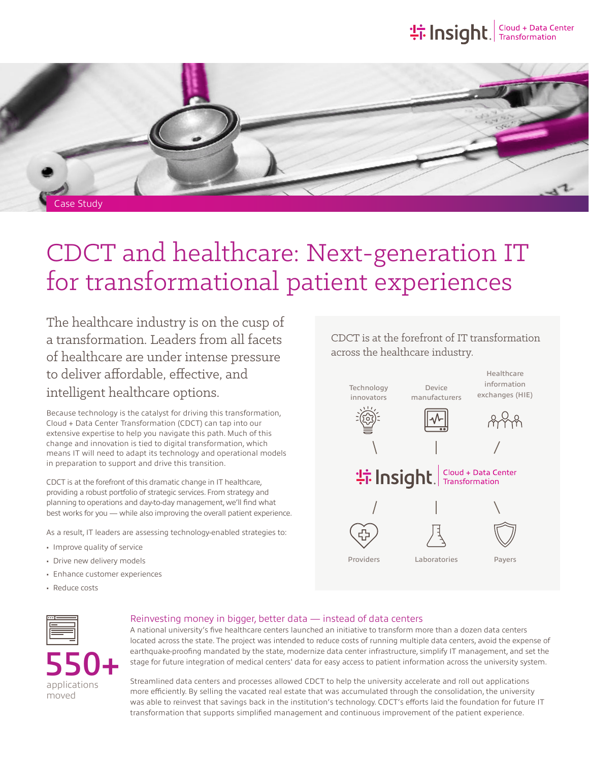Case Study

# CDCT and healthcare: Next-generation IT for transformational patient experiences

The healthcare industry is on the cusp of a transformation. Leaders from all facets of healthcare are under intense pressure to deliver affordable, effective, and intelligent healthcare options.

Because technology is the catalyst for driving this transformation, Cloud + Data Center Transformation (CDCT) can tap into our extensive expertise to help you navigate this path. Much of this change and innovation is tied to digital transformation, which means IT will need to adapt its technology and operational models in preparation to support and drive this transition.

CDCT is at the forefront of this dramatic change in IT healthcare, providing a robust portfolio of strategic services. From strategy and planning to operations and day-to-day management, we'll find what best works for you — while also improving the overall patient experience.

As a result, IT leaders are assessing technology-enabled strategies to:

- Improve quality of service
- Drive new delivery models
- Enhance customer experiences
- Reduce costs

CDCT is at the forefront of IT transformation across the healthcare industry.

Technology innovators | Device manufacturers | Healthcare information exchanges (HIE)

Insight. Cloud + Data Center Transformation

Providers | Laboratories | Payers

## Reinvesting money in bigger, better data — instead of data centers

**550+** applications moved

A national university's five healthcare centers launched an initiative to transform more than a dozen data centers located across the state. The project was intended to reduce costs of running multiple data centers, avoid the expense of earthquake-proofing mandated by the state, modernize data center infrastructure, simplify IT management, and set the stage for future integration of medical centers' data for easy access to patient information across the university system.

Streamlined data centers and processes allowed CDCT to help the university accelerate and roll out applications more efficiently. By selling the vacated real estate that was accumulated through the consolidation, the university was able to reinvest that savings back in the institution's technology. CDCT's efforts laid the foundation for future IT transformation that supports simplified management and continuous improvement of the patient experience.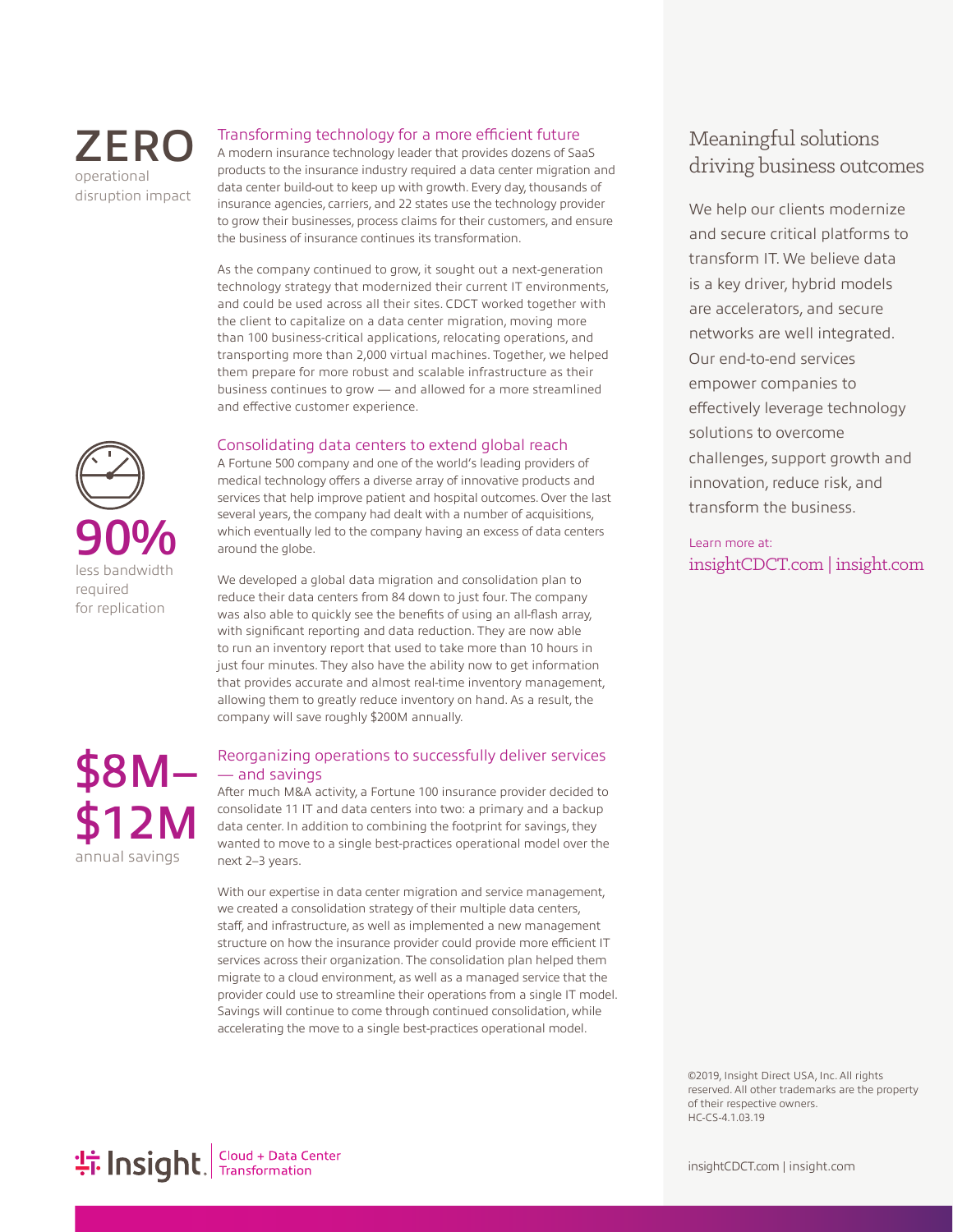**ZERO**
operational disruption impact

### Transforming technology for a more efficient future

A modern insurance technology leader that provides dozens of SaaS products to the insurance industry required a data center migration and data center build-out to keep up with growth. Every day, thousands of insurance agencies, carriers, and 22 states use the technology provider to grow their businesses, process claims for their customers, and ensure the business of insurance continues its transformation.

As the company continued to grow, it sought out a next-generation technology strategy that modernized their current IT environments, and could be used across all their sites. CDCT worked together with the client to capitalize on a data center migration, moving more than 100 business-critical applications, relocating operations, and transporting more than 2,000 virtual machines. Together, we helped them prepare for more robust and scalable infrastructure as their business continues to grow — and allowed for a more streamlined and effective customer experience.

**90%**
less bandwidth required for replication

### Consolidating data centers to extend global reach

A Fortune 500 company and one of the world's leading providers of medical technology offers a diverse array of innovative products and services that help improve patient and hospital outcomes. Over the last several years, the company had dealt with a number of acquisitions, which eventually led to the company having an excess of data centers around the globe.

We developed a global data migration and consolidation plan to reduce their data centers from 84 down to just four. The company was also able to quickly see the benefits of using an all-flash array, with significant reporting and data reduction. They are now able to run an inventory report that used to take more than 10 hours in just four minutes. They also have the ability now to get information that provides accurate and almost real-time inventory management, allowing them to greatly reduce inventory on hand. As a result, the company will save roughly $200M annually.

**$8M–$12M**
annual savings

### Reorganizing operations to successfully deliver services — and savings

After much M&A activity, a Fortune 100 insurance provider decided to consolidate 11 IT and data centers into two: a primary and a backup data center. In addition to combining the footprint for savings, they wanted to move to a single best-practices operational model over the next 2–3 years.

With our expertise in data center migration and service management, we created a consolidation strategy of their multiple data centers, staff, and infrastructure, as well as implemented a new management structure on how the insurance provider could provide more efficient IT services across their organization. The consolidation plan helped them migrate to a cloud environment, as well as a managed service that the provider could use to streamline their operations from a single IT model. Savings will continue to come through continued consolidation, while accelerating the move to a single best-practices operational model.

## Meaningful solutions driving business outcomes

We help our clients modernize and secure critical platforms to transform IT. We believe data is a key driver, hybrid models are accelerators, and secure networks are well integrated. Our end-to-end services empower companies to effectively leverage technology solutions to overcome challenges, support growth and innovation, reduce risk, and transform the business.

Learn more at:
insightCDCT.com | insight.com

©2019, Insight Direct USA, Inc. All rights reserved. All other trademarks are the property of their respective owners.
HC-CS-4.1.03.19

Insight. | Cloud + Data Center Transformation

insightCDCT.com | insight.com